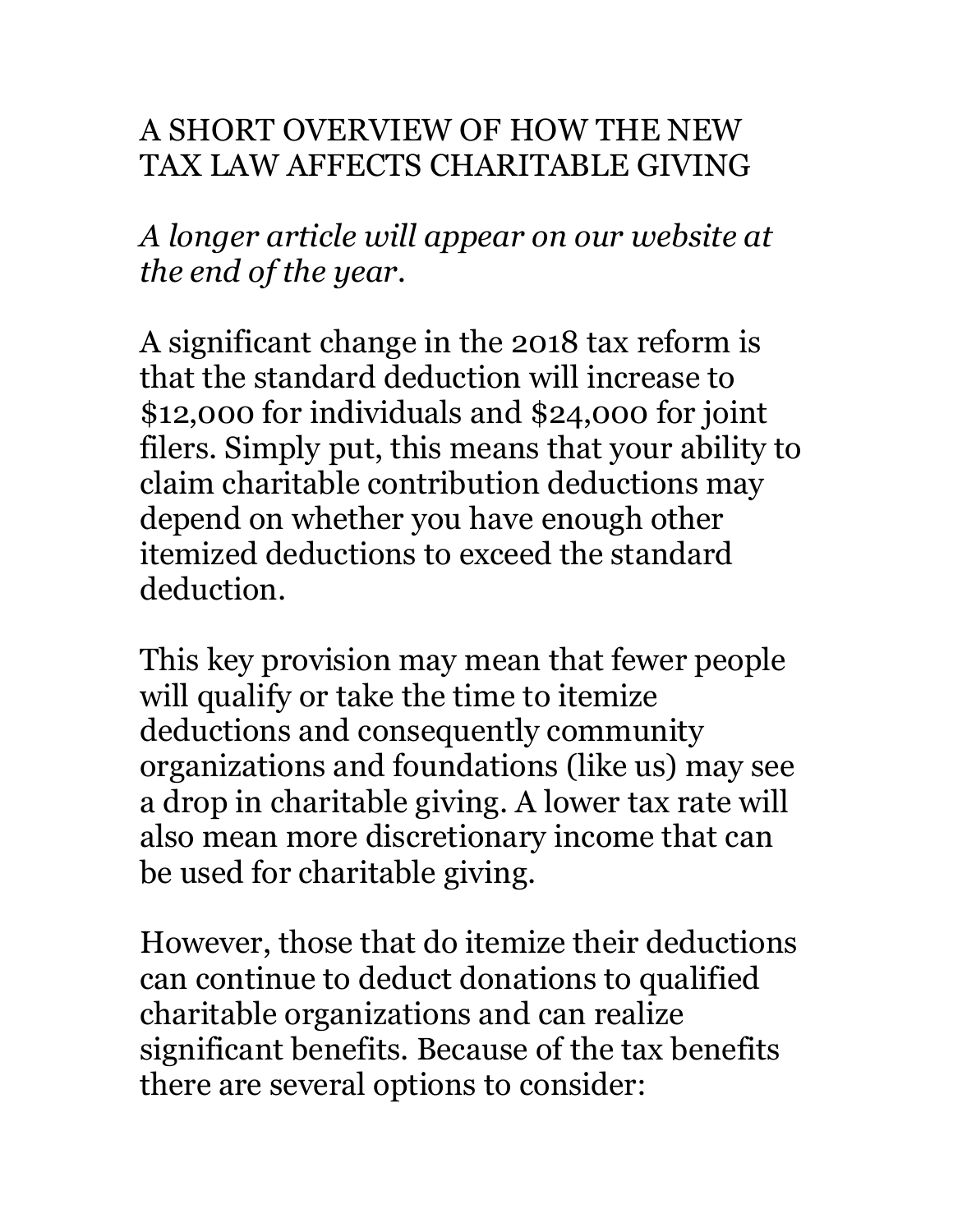# A SHORT OVERVIEW OF HOW THE NEW TAX LAW AFFECTS CHARITABLE GIVING

*A longer article will appear on our website at the end of the year.*

A significant change in the 2018 tax reform is that the standard deduction will increase to $12,000 for individuals and $24,000 for joint filers. Simply put, this means that your ability to claim charitable contribution deductions may depend on whether you have enough other itemized deductions to exceed the standard deduction.

This key provision may mean that fewer people will qualify or take the time to itemize deductions and consequently community organizations and foundations (like us) may see a drop in charitable giving. A lower tax rate will also mean more discretionary income that can be used for charitable giving.

However, those that do itemize their deductions can continue to deduct donations to qualified charitable organizations and can realize significant benefits. Because of the tax benefits there are several options to consider: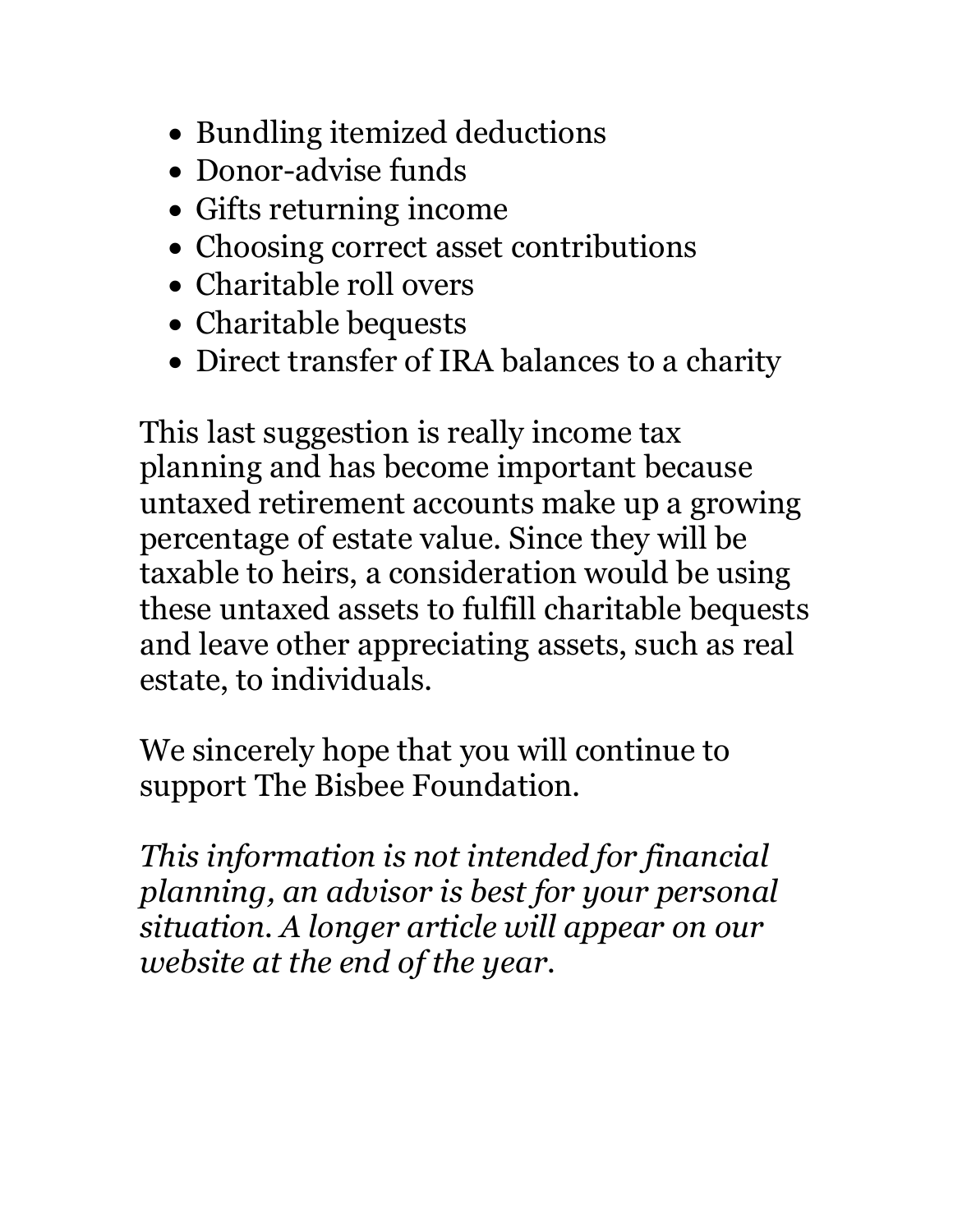- Bundling itemized deductions
- Donor-advise funds
- Gifts returning income
- Choosing correct asset contributions
- Charitable roll overs
- Charitable bequests
- Direct transfer of IRA balances to a charity

This last suggestion is really income tax planning and has become important because untaxed retirement accounts make up a growing percentage of estate value. Since they will be taxable to heirs, a consideration would be using these untaxed assets to fulfill charitable bequests and leave other appreciating assets, such as real estate, to individuals.

We sincerely hope that you will continue to support The Bisbee Foundation.

*This information is not intended for financial planning, an advisor is best for your personal situation. A longer article will appear on our website at the end of the year.*